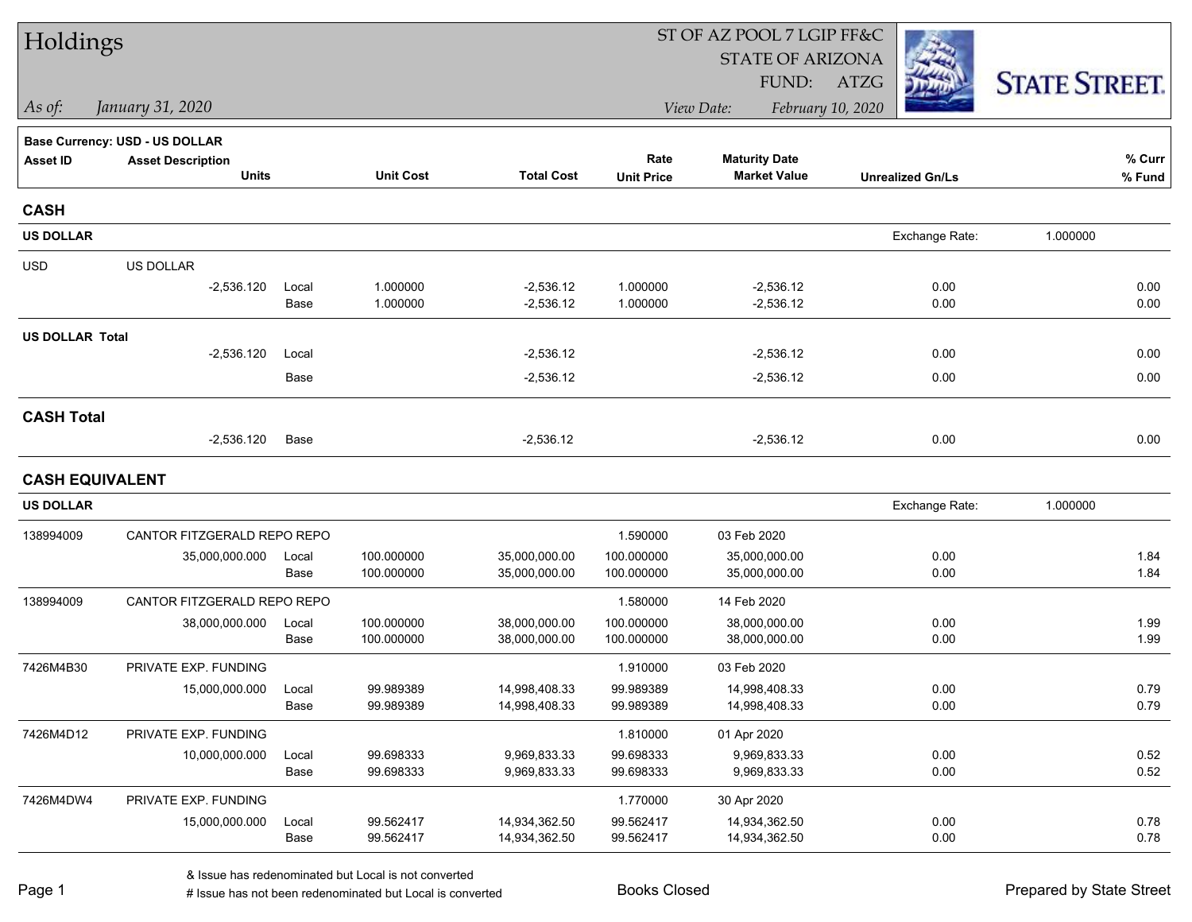# Holdings

ST OF AZ POOL 7 LGIP FF&C
STATE OF ARIZONA
FUND: ATZG

*As of:* *January 31, 2020*

*View Date:* *February 10, 2020*

STATE STREET.

**Base Currency: USD - US DOLLAR**

| Asset ID | Asset Description Units | | Unit Cost | Total Cost | Rate Unit Price | Maturity Date Market Value | Unrealized Gn/Ls | % Curr % Fund |
|---|---|---|---|---|---|---|---|---|
| **CASH** | | | | | | | | |
| **US DOLLAR** | | | | | | | Exchange Rate: | 1.000000 |
| USD | US DOLLAR | | | | | | | |
| | -2,536.120 | Local | 1.000000 | -2,536.12 | 1.000000 | -2,536.12 | 0.00 | 0.00 |
| | | Base | 1.000000 | -2,536.12 | 1.000000 | -2,536.12 | 0.00 | 0.00 |
| **US DOLLAR Total** | | | | | | | | |
| | -2,536.120 | Local | | -2,536.12 | | -2,536.12 | 0.00 | 0.00 |
| | | Base | | -2,536.12 | | -2,536.12 | 0.00 | 0.00 |
| **CASH Total** | | | | | | | | |
| | -2,536.120 | Base | | -2,536.12 | | -2,536.12 | 0.00 | 0.00 |
| **CASH EQUIVALENT** | | | | | | | | |
| **US DOLLAR** | | | | | | | Exchange Rate: | 1.000000 |
| 138994009 | CANTOR FITZGERALD REPO REPO | | | | 1.590000 | 03 Feb 2020 | | |
| | 35,000,000.000 | Local | 100.000000 | 35,000,000.00 | 100.000000 | 35,000,000.00 | 0.00 | 1.84 |
| | | Base | 100.000000 | 35,000,000.00 | 100.000000 | 35,000,000.00 | 0.00 | 1.84 |
| 138994009 | CANTOR FITZGERALD REPO REPO | | | | 1.580000 | 14 Feb 2020 | | |
| | 38,000,000.000 | Local | 100.000000 | 38,000,000.00 | 100.000000 | 38,000,000.00 | 0.00 | 1.99 |
| | | Base | 100.000000 | 38,000,000.00 | 100.000000 | 38,000,000.00 | 0.00 | 1.99 |
| 7426M4B30 | PRIVATE EXP. FUNDING | | | | 1.910000 | 03 Feb 2020 | | |
| | 15,000,000.000 | Local | 99.989389 | 14,998,408.33 | 99.989389 | 14,998,408.33 | 0.00 | 0.79 |
| | | Base | 99.989389 | 14,998,408.33 | 99.989389 | 14,998,408.33 | 0.00 | 0.79 |
| 7426M4D12 | PRIVATE EXP. FUNDING | | | | 1.810000 | 01 Apr 2020 | | |
| | 10,000,000.000 | Local | 99.698333 | 9,969,833.33 | 99.698333 | 9,969,833.33 | 0.00 | 0.52 |
| | | Base | 99.698333 | 9,969,833.33 | 99.698333 | 9,969,833.33 | 0.00 | 0.52 |
| 7426M4DW4 | PRIVATE EXP. FUNDING | | | | 1.770000 | 30 Apr 2020 | | |
| | 15,000,000.000 | Local | 99.562417 | 14,934,362.50 | 99.562417 | 14,934,362.50 | 0.00 | 0.78 |
| | | Base | 99.562417 | 14,934,362.50 | 99.562417 | 14,934,362.50 | 0.00 | 0.78 |

& Issue has redenominated but Local is not converted
# Issue has not been redenominated but Local is converted

Books Closed

Prepared by State Street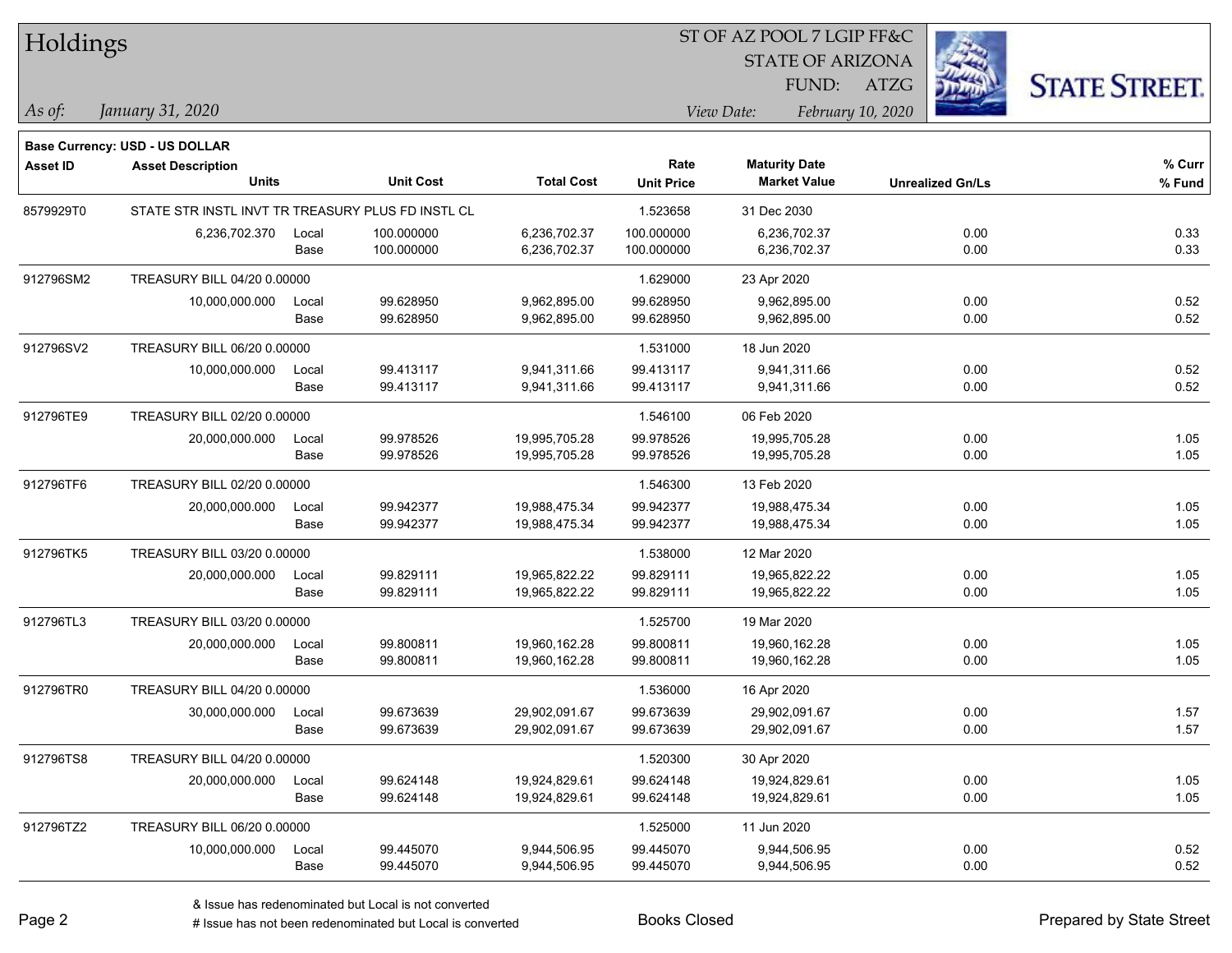# Holdings

ST OF AZ POOL 7 LGIP FF&C
STATE OF ARIZONA
FUND: ATZG

*As of:* *January 31, 2020*

*View Date:* *February 10, 2020*

**Base Currency: USD - US DOLLAR**

| Asset ID | Asset Description / Units | | Unit Cost | Total Cost | Rate / Unit Price | Maturity Date / Market Value | Unrealized Gn/Ls | % Curr / % Fund |
|---|---|---|---|---|---|---|---|---|
| 8579929T0 | STATE STR INSTL INVT TR TREASURY PLUS FD INSTL CL | | | | 1.523658 | 31 Dec 2030 | | |
| | 6,236,702.370 | Local | 100.000000 | 6,236,702.37 | 100.000000 | 6,236,702.37 | 0.00 | 0.33 |
| | | Base | 100.000000 | 6,236,702.37 | 100.000000 | 6,236,702.37 | 0.00 | 0.33 |
| 912796SM2 | TREASURY BILL 04/20 0.00000 | | | | 1.629000 | 23 Apr 2020 | | |
| | 10,000,000.000 | Local | 99.628950 | 9,962,895.00 | 99.628950 | 9,962,895.00 | 0.00 | 0.52 |
| | | Base | 99.628950 | 9,962,895.00 | 99.628950 | 9,962,895.00 | 0.00 | 0.52 |
| 912796SV2 | TREASURY BILL 06/20 0.00000 | | | | 1.531000 | 18 Jun 2020 | | |
| | 10,000,000.000 | Local | 99.413117 | 9,941,311.66 | 99.413117 | 9,941,311.66 | 0.00 | 0.52 |
| | | Base | 99.413117 | 9,941,311.66 | 99.413117 | 9,941,311.66 | 0.00 | 0.52 |
| 912796TE9 | TREASURY BILL 02/20 0.00000 | | | | 1.546100 | 06 Feb 2020 | | |
| | 20,000,000.000 | Local | 99.978526 | 19,995,705.28 | 99.978526 | 19,995,705.28 | 0.00 | 1.05 |
| | | Base | 99.978526 | 19,995,705.28 | 99.978526 | 19,995,705.28 | 0.00 | 1.05 |
| 912796TF6 | TREASURY BILL 02/20 0.00000 | | | | 1.546300 | 13 Feb 2020 | | |
| | 20,000,000.000 | Local | 99.942377 | 19,988,475.34 | 99.942377 | 19,988,475.34 | 0.00 | 1.05 |
| | | Base | 99.942377 | 19,988,475.34 | 99.942377 | 19,988,475.34 | 0.00 | 1.05 |
| 912796TK5 | TREASURY BILL 03/20 0.00000 | | | | 1.538000 | 12 Mar 2020 | | |
| | 20,000,000.000 | Local | 99.829111 | 19,965,822.22 | 99.829111 | 19,965,822.22 | 0.00 | 1.05 |
| | | Base | 99.829111 | 19,965,822.22 | 99.829111 | 19,965,822.22 | 0.00 | 1.05 |
| 912796TL3 | TREASURY BILL 03/20 0.00000 | | | | 1.525700 | 19 Mar 2020 | | |
| | 20,000,000.000 | Local | 99.800811 | 19,960,162.28 | 99.800811 | 19,960,162.28 | 0.00 | 1.05 |
| | | Base | 99.800811 | 19,960,162.28 | 99.800811 | 19,960,162.28 | 0.00 | 1.05 |
| 912796TR0 | TREASURY BILL 04/20 0.00000 | | | | 1.536000 | 16 Apr 2020 | | |
| | 30,000,000.000 | Local | 99.673639 | 29,902,091.67 | 99.673639 | 29,902,091.67 | 0.00 | 1.57 |
| | | Base | 99.673639 | 29,902,091.67 | 99.673639 | 29,902,091.67 | 0.00 | 1.57 |
| 912796TS8 | TREASURY BILL 04/20 0.00000 | | | | 1.520300 | 30 Apr 2020 | | |
| | 20,000,000.000 | Local | 99.624148 | 19,924,829.61 | 99.624148 | 19,924,829.61 | 0.00 | 1.05 |
| | | Base | 99.624148 | 19,924,829.61 | 99.624148 | 19,924,829.61 | 0.00 | 1.05 |
| 912796TZ2 | TREASURY BILL 06/20 0.00000 | | | | 1.525000 | 11 Jun 2020 | | |
| | 10,000,000.000 | Local | 99.445070 | 9,944,506.95 | 99.445070 | 9,944,506.95 | 0.00 | 0.52 |
| | | Base | 99.445070 | 9,944,506.95 | 99.445070 | 9,944,506.95 | 0.00 | 0.52 |

& Issue has redenominated but Local is not converted
# Issue has not been redenominated but Local is converted

Books Closed

Prepared by State Street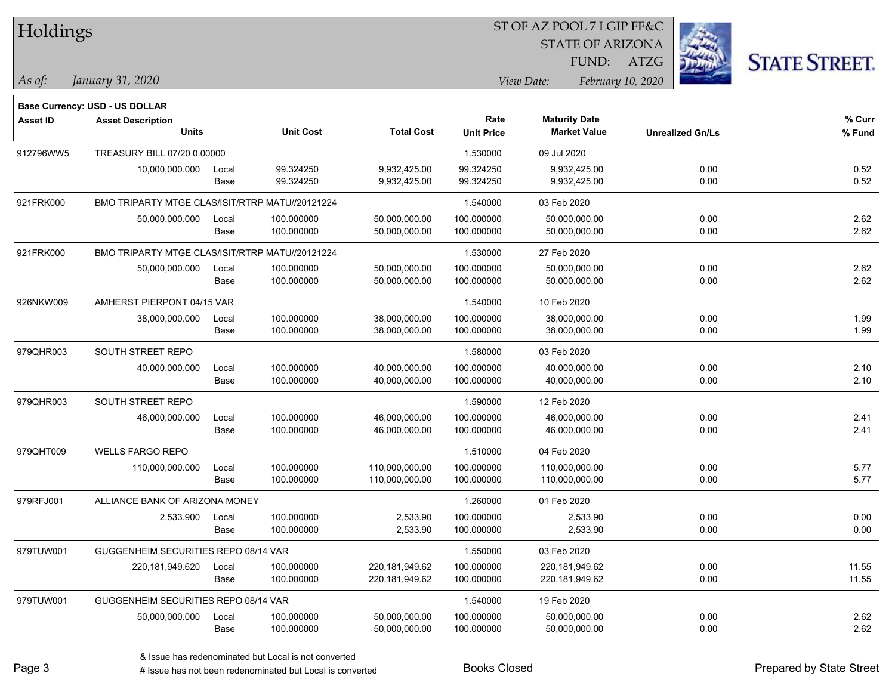# Holdings

ST OF AZ POOL 7 LGIP FF&C
STATE OF ARIZONA
FUND: ATZG

*As of: January 31, 2020*
*View Date: February 10, 2020*

**Base Currency: USD - US DOLLAR**

| Asset ID | Asset Description / Units | | Unit Cost | Total Cost | Rate / Unit Price | Maturity Date / Market Value | Unrealized Gn/Ls | % Curr / % Fund |
|---|---|---|---|---|---|---|---|---|
| 912796WW5 | TREASURY BILL 07/20 0.00000 | | | | 1.530000 | 09 Jul 2020 | | |
| | 10,000,000.000 | Local | 99.324250 | 9,932,425.00 | 99.324250 | 9,932,425.00 | 0.00 | 0.52 |
| | | Base | 99.324250 | 9,932,425.00 | 99.324250 | 9,932,425.00 | 0.00 | 0.52 |
| 921FRK000 | BMO TRIPARTY MTGE CLAS/ISIT/RTRP MATU//20121224 | | | | 1.540000 | 03 Feb 2020 | | |
| | 50,000,000.000 | Local | 100.000000 | 50,000,000.00 | 100.000000 | 50,000,000.00 | 0.00 | 2.62 |
| | | Base | 100.000000 | 50,000,000.00 | 100.000000 | 50,000,000.00 | 0.00 | 2.62 |
| 921FRK000 | BMO TRIPARTY MTGE CLAS/ISIT/RTRP MATU//20121224 | | | | 1.530000 | 27 Feb 2020 | | |
| | 50,000,000.000 | Local | 100.000000 | 50,000,000.00 | 100.000000 | 50,000,000.00 | 0.00 | 2.62 |
| | | Base | 100.000000 | 50,000,000.00 | 100.000000 | 50,000,000.00 | 0.00 | 2.62 |
| 926NKW009 | AMHERST PIERPONT 04/15 VAR | | | | 1.540000 | 10 Feb 2020 | | |
| | 38,000,000.000 | Local | 100.000000 | 38,000,000.00 | 100.000000 | 38,000,000.00 | 0.00 | 1.99 |
| | | Base | 100.000000 | 38,000,000.00 | 100.000000 | 38,000,000.00 | 0.00 | 1.99 |
| 979QHR003 | SOUTH STREET REPO | | | | 1.580000 | 03 Feb 2020 | | |
| | 40,000,000.000 | Local | 100.000000 | 40,000,000.00 | 100.000000 | 40,000,000.00 | 0.00 | 2.10 |
| | | Base | 100.000000 | 40,000,000.00 | 100.000000 | 40,000,000.00 | 0.00 | 2.10 |
| 979QHR003 | SOUTH STREET REPO | | | | 1.590000 | 12 Feb 2020 | | |
| | 46,000,000.000 | Local | 100.000000 | 46,000,000.00 | 100.000000 | 46,000,000.00 | 0.00 | 2.41 |
| | | Base | 100.000000 | 46,000,000.00 | 100.000000 | 46,000,000.00 | 0.00 | 2.41 |
| 979QHT009 | WELLS FARGO REPO | | | | 1.510000 | 04 Feb 2020 | | |
| | 110,000,000.000 | Local | 100.000000 | 110,000,000.00 | 100.000000 | 110,000,000.00 | 0.00 | 5.77 |
| | | Base | 100.000000 | 110,000,000.00 | 100.000000 | 110,000,000.00 | 0.00 | 5.77 |
| 979RFJ001 | ALLIANCE BANK OF ARIZONA MONEY | | | | 1.260000 | 01 Feb 2020 | | |
| | 2,533.900 | Local | 100.000000 | 2,533.90 | 100.000000 | 2,533.90 | 0.00 | 0.00 |
| | | Base | 100.000000 | 2,533.90 | 100.000000 | 2,533.90 | 0.00 | 0.00 |
| 979TUW001 | GUGGENHEIM SECURITIES REPO 08/14 VAR | | | | 1.550000 | 03 Feb 2020 | | |
| | 220,181,949.620 | Local | 100.000000 | 220,181,949.62 | 100.000000 | 220,181,949.62 | 0.00 | 11.55 |
| | | Base | 100.000000 | 220,181,949.62 | 100.000000 | 220,181,949.62 | 0.00 | 11.55 |
| 979TUW001 | GUGGENHEIM SECURITIES REPO 08/14 VAR | | | | 1.540000 | 19 Feb 2020 | | |
| | 50,000,000.000 | Local | 100.000000 | 50,000,000.00 | 100.000000 | 50,000,000.00 | 0.00 | 2.62 |
| | | Base | 100.000000 | 50,000,000.00 | 100.000000 | 50,000,000.00 | 0.00 | 2.62 |

& Issue has redenominated but Local is not converted
# Issue has not been redenominated but Local is converted

Books Closed

Prepared by State Street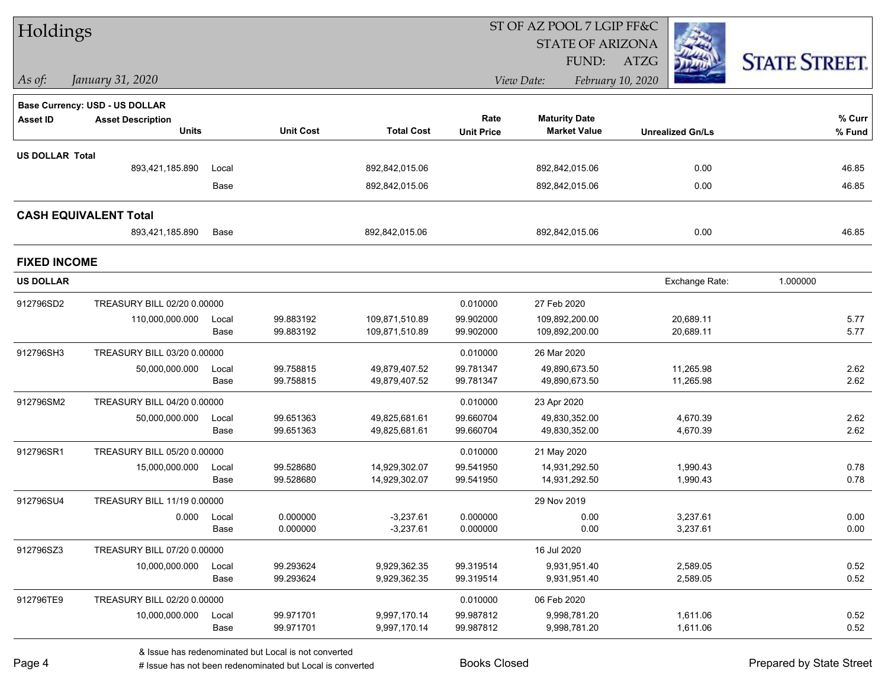# Holdings

ST OF AZ POOL 7 LGIP FF&C
STATE OF ARIZONA
FUND: ATZG

*As of:* *January 31, 2020*

*View Date:* *February 10, 2020*

STATE STREET.

**Base Currency: USD - US DOLLAR**

| Asset ID | Asset Description / Units | | Unit Cost | Total Cost | Rate / Unit Price | Maturity Date / Market Value | Unrealized Gn/Ls | % Curr / % Fund |
|---|---|---|---|---|---|---|---|---|
| **US DOLLAR Total** | | | | | | | | |
| | 893,421,185.890 | Local | | 892,842,015.06 | | 892,842,015.06 | 0.00 | 46.85 |
| | | Base | | 892,842,015.06 | | 892,842,015.06 | 0.00 | 46.85 |
| **CASH EQUIVALENT Total** | | | | | | | | |
| | 893,421,185.890 | Base | | 892,842,015.06 | | 892,842,015.06 | 0.00 | 46.85 |

## FIXED INCOME

**US DOLLAR** — Exchange Rate: 1.000000

| Asset ID | Asset Description / Units | | Unit Cost | Total Cost | Rate / Unit Price | Maturity Date / Market Value | Unrealized Gn/Ls | % Curr / % Fund |
|---|---|---|---|---|---|---|---|---|
| 912796SD2 | TREASURY BILL 02/20 0.00000 | | | | 0.010000 | 27 Feb 2020 | | |
| | 110,000,000.000 | Local | 99.883192 | 109,871,510.89 | 99.902000 | 109,892,200.00 | 20,689.11 | 5.77 |
| | | Base | 99.883192 | 109,871,510.89 | 99.902000 | 109,892,200.00 | 20,689.11 | 5.77 |
| 912796SH3 | TREASURY BILL 03/20 0.00000 | | | | 0.010000 | 26 Mar 2020 | | |
| | 50,000,000.000 | Local | 99.758815 | 49,879,407.52 | 99.781347 | 49,890,673.50 | 11,265.98 | 2.62 |
| | | Base | 99.758815 | 49,879,407.52 | 99.781347 | 49,890,673.50 | 11,265.98 | 2.62 |
| 912796SM2 | TREASURY BILL 04/20 0.00000 | | | | 0.010000 | 23 Apr 2020 | | |
| | 50,000,000.000 | Local | 99.651363 | 49,825,681.61 | 99.660704 | 49,830,352.00 | 4,670.39 | 2.62 |
| | | Base | 99.651363 | 49,825,681.61 | 99.660704 | 49,830,352.00 | 4,670.39 | 2.62 |
| 912796SR1 | TREASURY BILL 05/20 0.00000 | | | | 0.010000 | 21 May 2020 | | |
| | 15,000,000.000 | Local | 99.528680 | 14,929,302.07 | 99.541950 | 14,931,292.50 | 1,990.43 | 0.78 |
| | | Base | 99.528680 | 14,929,302.07 | 99.541950 | 14,931,292.50 | 1,990.43 | 0.78 |
| 912796SU4 | TREASURY BILL 11/19 0.00000 | | | | | 29 Nov 2019 | | |
| | 0.000 | Local | 0.000000 | -3,237.61 | 0.000000 | 0.00 | 3,237.61 | 0.00 |
| | | Base | 0.000000 | -3,237.61 | 0.000000 | 0.00 | 3,237.61 | 0.00 |
| 912796SZ3 | TREASURY BILL 07/20 0.00000 | | | | | 16 Jul 2020 | | |
| | 10,000,000.000 | Local | 99.293624 | 9,929,362.35 | 99.319514 | 9,931,951.40 | 2,589.05 | 0.52 |
| | | Base | 99.293624 | 9,929,362.35 | 99.319514 | 9,931,951.40 | 2,589.05 | 0.52 |
| 912796TE9 | TREASURY BILL 02/20 0.00000 | | | | 0.010000 | 06 Feb 2020 | | |
| | 10,000,000.000 | Local | 99.971701 | 9,997,170.14 | 99.987812 | 9,998,781.20 | 1,611.06 | 0.52 |
| | | Base | 99.971701 | 9,997,170.14 | 99.987812 | 9,998,781.20 | 1,611.06 | 0.52 |

& Issue has redenominated but Local is not converted
# Issue has not been redenominated but Local is converted

Books Closed

Prepared by State Street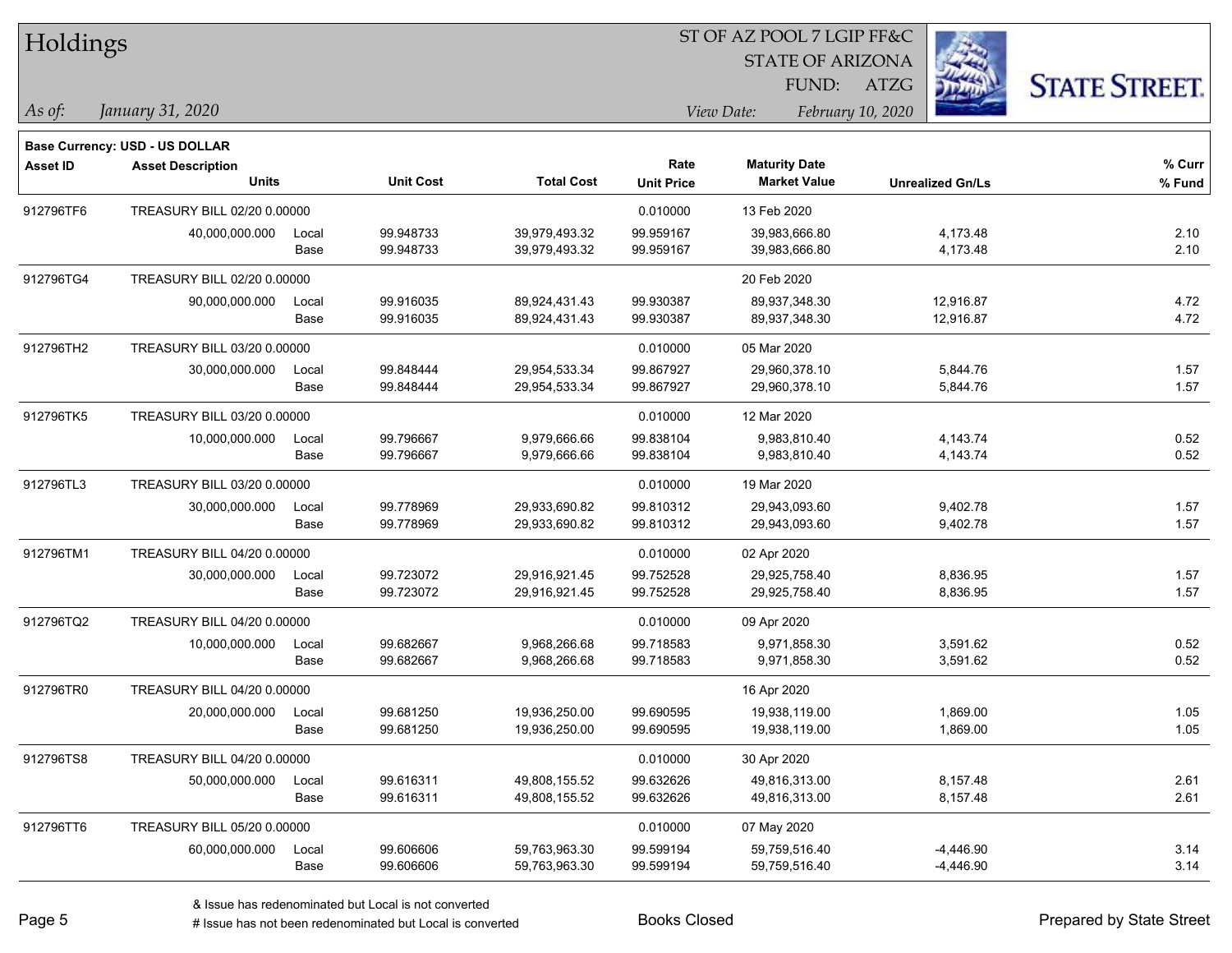# Holdings

ST OF AZ POOL 7 LGIP FF&C
STATE OF ARIZONA
FUND: ATZG

*As of:* *January 31, 2020*
*View Date:* *February 10, 2020*

**Base Currency: USD - US DOLLAR**

| Asset ID | Asset Description / Units | | Unit Cost | Total Cost | Rate / Unit Price | Maturity Date / Market Value | Unrealized Gn/Ls | % Curr / % Fund |
|---|---|---|---|---|---|---|---|---|
| 912796TF6 | TREASURY BILL 02/20 0.00000 | | | | 0.010000 | 13 Feb 2020 | | |
| | 40,000,000.000 | Local | 99.948733 | 39,979,493.32 | 99.959167 | 39,983,666.80 | 4,173.48 | 2.10 |
| | | Base | 99.948733 | 39,979,493.32 | 99.959167 | 39,983,666.80 | 4,173.48 | 2.10 |
| 912796TG4 | TREASURY BILL 02/20 0.00000 | | | | | 20 Feb 2020 | | |
| | 90,000,000.000 | Local | 99.916035 | 89,924,431.43 | 99.930387 | 89,937,348.30 | 12,916.87 | 4.72 |
| | | Base | 99.916035 | 89,924,431.43 | 99.930387 | 89,937,348.30 | 12,916.87 | 4.72 |
| 912796TH2 | TREASURY BILL 03/20 0.00000 | | | | 0.010000 | 05 Mar 2020 | | |
| | 30,000,000.000 | Local | 99.848444 | 29,954,533.34 | 99.867927 | 29,960,378.10 | 5,844.76 | 1.57 |
| | | Base | 99.848444 | 29,954,533.34 | 99.867927 | 29,960,378.10 | 5,844.76 | 1.57 |
| 912796TK5 | TREASURY BILL 03/20 0.00000 | | | | 0.010000 | 12 Mar 2020 | | |
| | 10,000,000.000 | Local | 99.796667 | 9,979,666.66 | 99.838104 | 9,983,810.40 | 4,143.74 | 0.52 |
| | | Base | 99.796667 | 9,979,666.66 | 99.838104 | 9,983,810.40 | 4,143.74 | 0.52 |
| 912796TL3 | TREASURY BILL 03/20 0.00000 | | | | 0.010000 | 19 Mar 2020 | | |
| | 30,000,000.000 | Local | 99.778969 | 29,933,690.82 | 99.810312 | 29,943,093.60 | 9,402.78 | 1.57 |
| | | Base | 99.778969 | 29,933,690.82 | 99.810312 | 29,943,093.60 | 9,402.78 | 1.57 |
| 912796TM1 | TREASURY BILL 04/20 0.00000 | | | | 0.010000 | 02 Apr 2020 | | |
| | 30,000,000.000 | Local | 99.723072 | 29,916,921.45 | 99.752528 | 29,925,758.40 | 8,836.95 | 1.57 |
| | | Base | 99.723072 | 29,916,921.45 | 99.752528 | 29,925,758.40 | 8,836.95 | 1.57 |
| 912796TQ2 | TREASURY BILL 04/20 0.00000 | | | | 0.010000 | 09 Apr 2020 | | |
| | 10,000,000.000 | Local | 99.682667 | 9,968,266.68 | 99.718583 | 9,971,858.30 | 3,591.62 | 0.52 |
| | | Base | 99.682667 | 9,968,266.68 | 99.718583 | 9,971,858.30 | 3,591.62 | 0.52 |
| 912796TR0 | TREASURY BILL 04/20 0.00000 | | | | | 16 Apr 2020 | | |
| | 20,000,000.000 | Local | 99.681250 | 19,936,250.00 | 99.690595 | 19,938,119.00 | 1,869.00 | 1.05 |
| | | Base | 99.681250 | 19,936,250.00 | 99.690595 | 19,938,119.00 | 1,869.00 | 1.05 |
| 912796TS8 | TREASURY BILL 04/20 0.00000 | | | | 0.010000 | 30 Apr 2020 | | |
| | 50,000,000.000 | Local | 99.616311 | 49,808,155.52 | 99.632626 | 49,816,313.00 | 8,157.48 | 2.61 |
| | | Base | 99.616311 | 49,808,155.52 | 99.632626 | 49,816,313.00 | 8,157.48 | 2.61 |
| 912796TT6 | TREASURY BILL 05/20 0.00000 | | | | 0.010000 | 07 May 2020 | | |
| | 60,000,000.000 | Local | 99.606606 | 59,763,963.30 | 99.599194 | 59,759,516.40 | -4,446.90 | 3.14 |
| | | Base | 99.606606 | 59,763,963.30 | 99.599194 | 59,759,516.40 | -4,446.90 | 3.14 |

& Issue has redenominated but Local is not converted
# Issue has not been redenominated but Local is converted

Books Closed

Prepared by State Street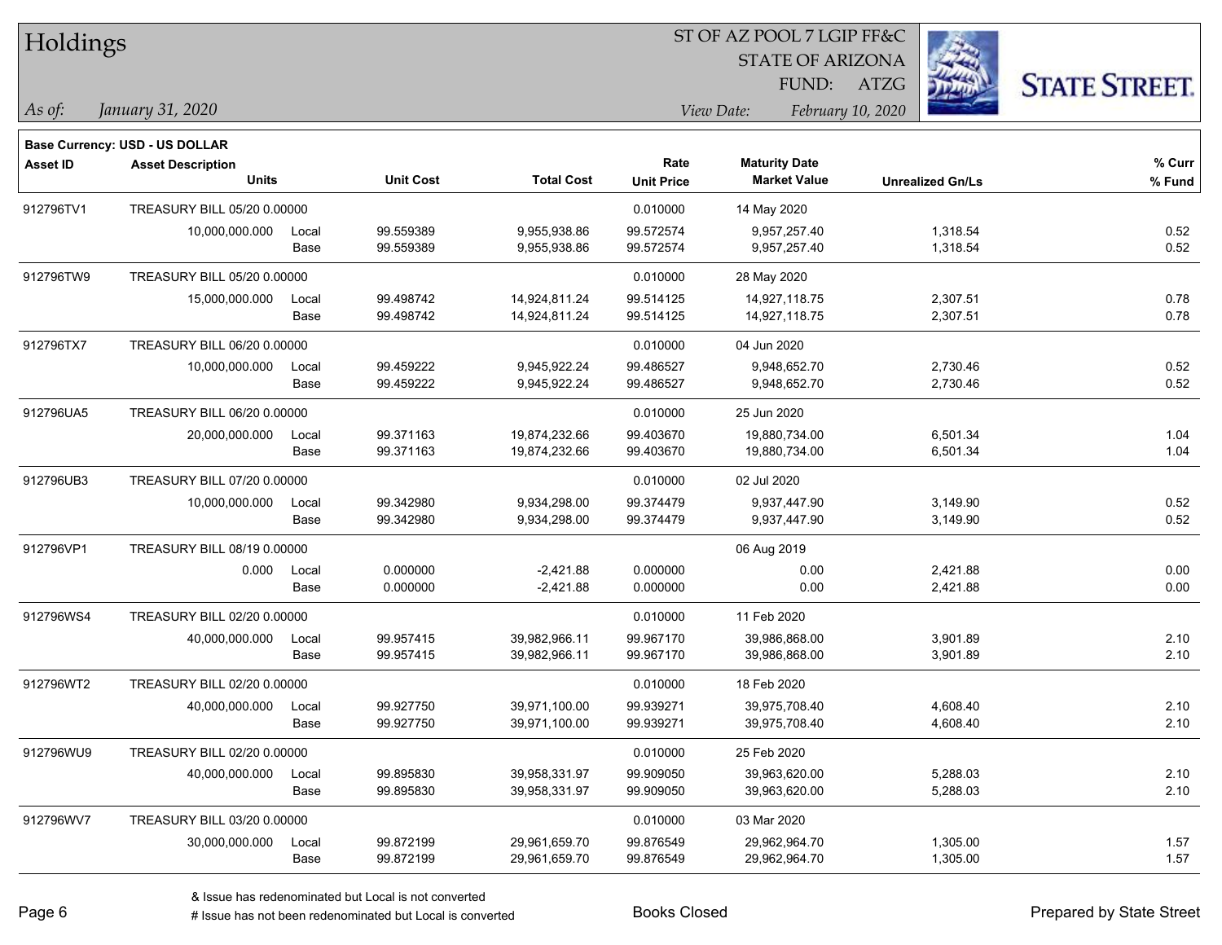# Holdings

ST OF AZ POOL 7 LGIP FF&C
STATE OF ARIZONA
FUND: ATZG

*As of:* *January 31, 2020*

*View Date:* *February 10, 2020*

**Base Currency: USD - US DOLLAR**

| Asset ID | Asset Description / Units | | Unit Cost | Total Cost | Rate / Unit Price | Maturity Date / Market Value | Unrealized Gn/Ls | % Curr / % Fund |
|---|---|---|---|---|---|---|---|---|
| 912796TV1 | TREASURY BILL 05/20 0.00000 | | | | 0.010000 | 14 May 2020 | | |
| | 10,000,000.000 | Local | 99.559389 | 9,955,938.86 | 99.572574 | 9,957,257.40 | 1,318.54 | 0.52 |
| | | Base | 99.559389 | 9,955,938.86 | 99.572574 | 9,957,257.40 | 1,318.54 | 0.52 |
| 912796TW9 | TREASURY BILL 05/20 0.00000 | | | | 0.010000 | 28 May 2020 | | |
| | 15,000,000.000 | Local | 99.498742 | 14,924,811.24 | 99.514125 | 14,927,118.75 | 2,307.51 | 0.78 |
| | | Base | 99.498742 | 14,924,811.24 | 99.514125 | 14,927,118.75 | 2,307.51 | 0.78 |
| 912796TX7 | TREASURY BILL 06/20 0.00000 | | | | 0.010000 | 04 Jun 2020 | | |
| | 10,000,000.000 | Local | 99.459222 | 9,945,922.24 | 99.486527 | 9,948,652.70 | 2,730.46 | 0.52 |
| | | Base | 99.459222 | 9,945,922.24 | 99.486527 | 9,948,652.70 | 2,730.46 | 0.52 |
| 912796UA5 | TREASURY BILL 06/20 0.00000 | | | | 0.010000 | 25 Jun 2020 | | |
| | 20,000,000.000 | Local | 99.371163 | 19,874,232.66 | 99.403670 | 19,880,734.00 | 6,501.34 | 1.04 |
| | | Base | 99.371163 | 19,874,232.66 | 99.403670 | 19,880,734.00 | 6,501.34 | 1.04 |
| 912796UB3 | TREASURY BILL 07/20 0.00000 | | | | 0.010000 | 02 Jul 2020 | | |
| | 10,000,000.000 | Local | 99.342980 | 9,934,298.00 | 99.374479 | 9,937,447.90 | 3,149.90 | 0.52 |
| | | Base | 99.342980 | 9,934,298.00 | 99.374479 | 9,937,447.90 | 3,149.90 | 0.52 |
| 912796VP1 | TREASURY BILL 08/19 0.00000 | | | | | 06 Aug 2019 | | |
| | 0.000 | Local | 0.000000 | -2,421.88 | 0.000000 | 0.00 | 2,421.88 | 0.00 |
| | | Base | 0.000000 | -2,421.88 | 0.000000 | 0.00 | 2,421.88 | 0.00 |
| 912796WS4 | TREASURY BILL 02/20 0.00000 | | | | 0.010000 | 11 Feb 2020 | | |
| | 40,000,000.000 | Local | 99.957415 | 39,982,966.11 | 99.967170 | 39,986,868.00 | 3,901.89 | 2.10 |
| | | Base | 99.957415 | 39,982,966.11 | 99.967170 | 39,986,868.00 | 3,901.89 | 2.10 |
| 912796WT2 | TREASURY BILL 02/20 0.00000 | | | | 0.010000 | 18 Feb 2020 | | |
| | 40,000,000.000 | Local | 99.927750 | 39,971,100.00 | 99.939271 | 39,975,708.40 | 4,608.40 | 2.10 |
| | | Base | 99.927750 | 39,971,100.00 | 99.939271 | 39,975,708.40 | 4,608.40 | 2.10 |
| 912796WU9 | TREASURY BILL 02/20 0.00000 | | | | 0.010000 | 25 Feb 2020 | | |
| | 40,000,000.000 | Local | 99.895830 | 39,958,331.97 | 99.909050 | 39,963,620.00 | 5,288.03 | 2.10 |
| | | Base | 99.895830 | 39,958,331.97 | 99.909050 | 39,963,620.00 | 5,288.03 | 2.10 |
| 912796WV7 | TREASURY BILL 03/20 0.00000 | | | | 0.010000 | 03 Mar 2020 | | |
| | 30,000,000.000 | Local | 99.872199 | 29,961,659.70 | 99.876549 | 29,962,964.70 | 1,305.00 | 1.57 |
| | | Base | 99.872199 | 29,961,659.70 | 99.876549 | 29,962,964.70 | 1,305.00 | 1.57 |

& Issue has redenominated but Local is not converted
# Issue has not been redenominated but Local is converted

Books Closed

Prepared by State Street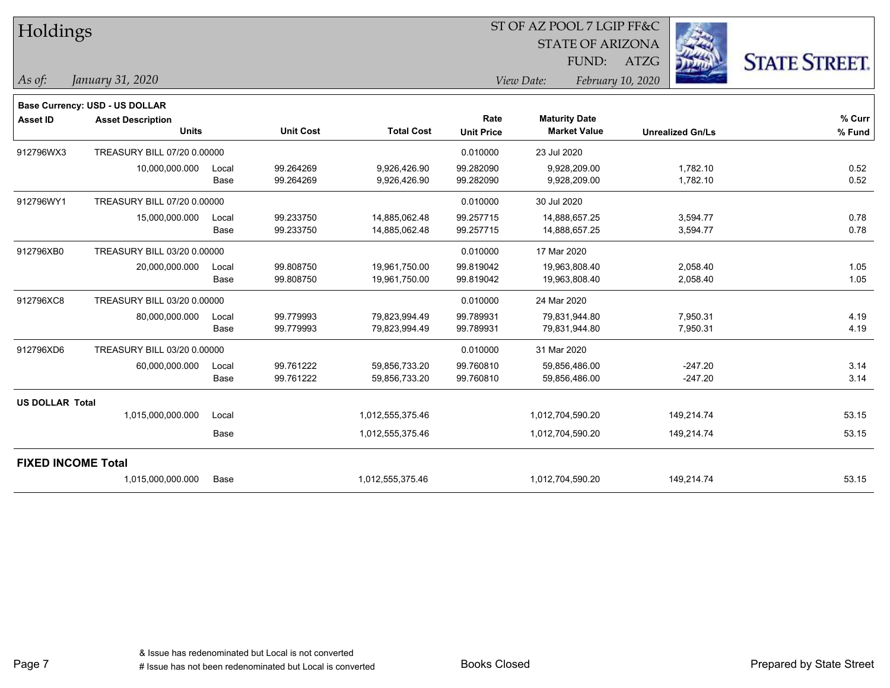# Holdings

ST OF AZ POOL 7 LGIP FF&C
STATE OF ARIZONA
FUND: ATZG

*As of: January 31, 2020*
*View Date: February 10, 2020*

**Base Currency: USD - US DOLLAR**

| Asset ID | Asset Description / Units | | Unit Cost | Total Cost | Rate / Unit Price | Maturity Date / Market Value | Unrealized Gn/Ls | % Curr / % Fund |
|---|---|---|---|---|---|---|---|---|
| 912796WX3 | TREASURY BILL 07/20 0.00000 | | | | 0.010000 | 23 Jul 2020 | | |
| | 10,000,000.000 | Local | 99.264269 | 9,926,426.90 | 99.282090 | 9,928,209.00 | 1,782.10 | 0.52 |
| | | Base | 99.264269 | 9,926,426.90 | 99.282090 | 9,928,209.00 | 1,782.10 | 0.52 |
| 912796WY1 | TREASURY BILL 07/20 0.00000 | | | | 0.010000 | 30 Jul 2020 | | |
| | 15,000,000.000 | Local | 99.233750 | 14,885,062.48 | 99.257715 | 14,888,657.25 | 3,594.77 | 0.78 |
| | | Base | 99.233750 | 14,885,062.48 | 99.257715 | 14,888,657.25 | 3,594.77 | 0.78 |
| 912796XB0 | TREASURY BILL 03/20 0.00000 | | | | 0.010000 | 17 Mar 2020 | | |
| | 20,000,000.000 | Local | 99.808750 | 19,961,750.00 | 99.819042 | 19,963,808.40 | 2,058.40 | 1.05 |
| | | Base | 99.808750 | 19,961,750.00 | 99.819042 | 19,963,808.40 | 2,058.40 | 1.05 |
| 912796XC8 | TREASURY BILL 03/20 0.00000 | | | | 0.010000 | 24 Mar 2020 | | |
| | 80,000,000.000 | Local | 99.779993 | 79,823,994.49 | 99.789931 | 79,831,944.80 | 7,950.31 | 4.19 |
| | | Base | 99.779993 | 79,823,994.49 | 99.789931 | 79,831,944.80 | 7,950.31 | 4.19 |
| 912796XD6 | TREASURY BILL 03/20 0.00000 | | | | 0.010000 | 31 Mar 2020 | | |
| | 60,000,000.000 | Local | 99.761222 | 59,856,733.20 | 99.760810 | 59,856,486.00 | -247.20 | 3.14 |
| | | Base | 99.761222 | 59,856,733.20 | 99.760810 | 59,856,486.00 | -247.20 | 3.14 |
| **US DOLLAR Total** | | | | | | | | |
| | 1,015,000,000.000 | Local | | 1,012,555,375.46 | | 1,012,704,590.20 | 149,214.74 | 53.15 |
| | | Base | | 1,012,555,375.46 | | 1,012,704,590.20 | 149,214.74 | 53.15 |
| **FIXED INCOME Total** | | | | | | | | |
| | 1,015,000,000.000 | Base | | 1,012,555,375.46 | | 1,012,704,590.20 | 149,214.74 | 53.15 |

& Issue has redenominated but Local is not converted
# Issue has not been redenominated but Local is converted

Books Closed

Prepared by State Street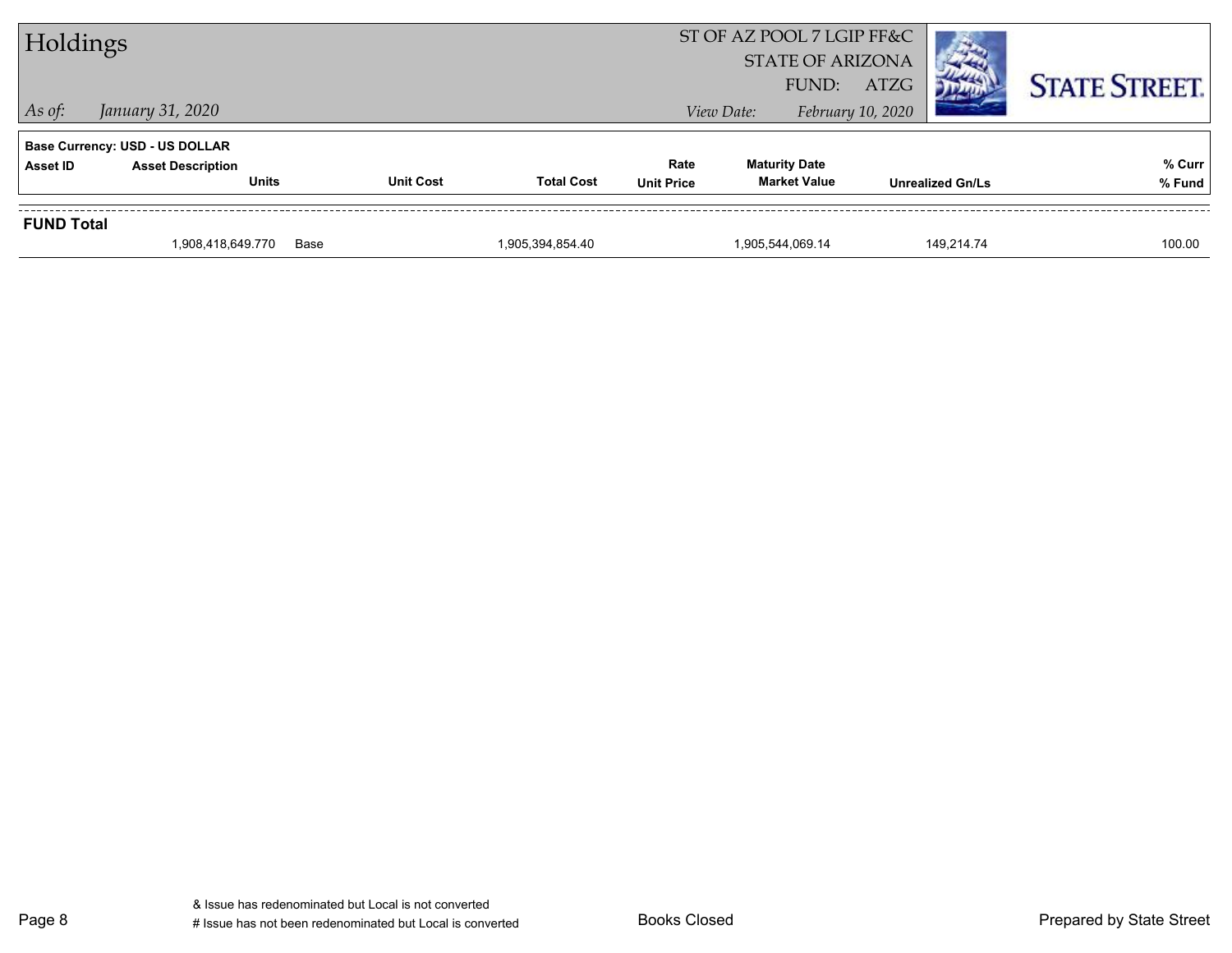# Holdings

ST OF AZ POOL 7 LGIP FF&C
STATE OF ARIZONA
FUND: ATZG

*As of: January 31, 2020*

*View Date: February 10, 2020*

**Base Currency: USD - US DOLLAR**

| Asset ID | Asset Description / Units | Unit Cost | Total Cost | Rate / Unit Price | Maturity Date / Market Value | Unrealized Gn/Ls | % Curr / % Fund |
|---|---|---|---|---|---|---|---|
| **FUND Total** | | | | | | | |
| | 1,908,418,649.770 | Base | 1,905,394,854.40 | | 1,905,544,069.14 | 149,214.74 | 100.00 |

& Issue has redenominated but Local is not converted
# Issue has not been redenominated but Local is converted

Books Closed

Prepared by State Street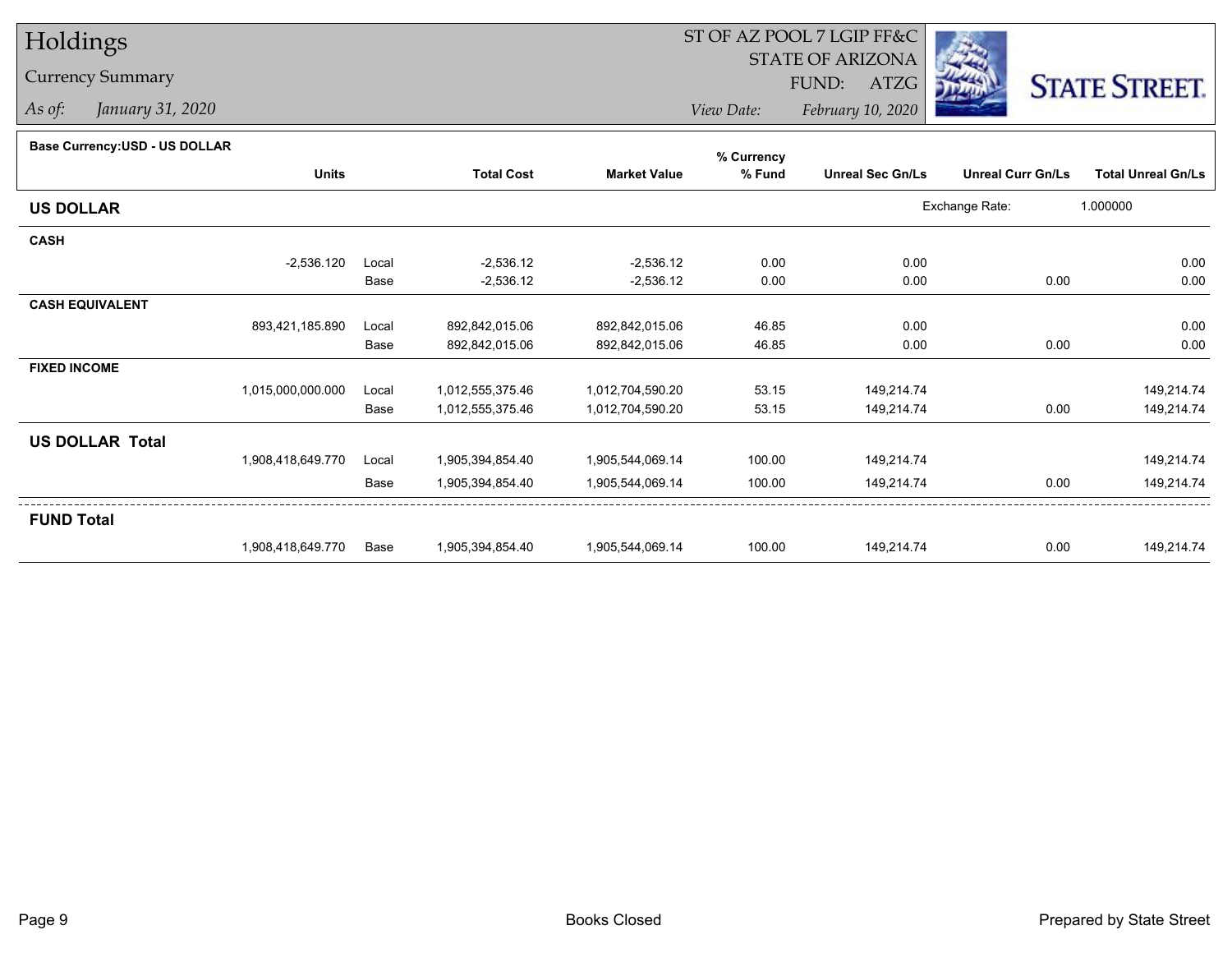# Holdings

## Currency Summary

*As of:* *January 31, 2020*

ST OF AZ POOL 7 LGIP FF&C
STATE OF ARIZONA
FUND: ATZG

*View Date:* *February 10, 2020*

STATE STREET.

**Base Currency:USD - US DOLLAR**

| | Units | | Total Cost | Market Value | % Currency % Fund | Unreal Sec Gn/Ls | Unreal Curr Gn/Ls | Total Unreal Gn/Ls |
|---|---|---|---|---|---|---|---|---|
| **US DOLLAR** | | | | | | Exchange Rate: | 1.000000 | |
| **CASH** | | | | | | | | |
| | -2,536.120 | Local | -2,536.12 | -2,536.12 | 0.00 | 0.00 | | 0.00 |
| | | Base | -2,536.12 | -2,536.12 | 0.00 | 0.00 | 0.00 | 0.00 |
| **CASH EQUIVALENT** | | | | | | | | |
| | 893,421,185.890 | Local | 892,842,015.06 | 892,842,015.06 | 46.85 | 0.00 | | 0.00 |
| | | Base | 892,842,015.06 | 892,842,015.06 | 46.85 | 0.00 | 0.00 | 0.00 |
| **FIXED INCOME** | | | | | | | | |
| | 1,015,000,000.000 | Local | 1,012,555,375.46 | 1,012,704,590.20 | 53.15 | 149,214.74 | | 149,214.74 |
| | | Base | 1,012,555,375.46 | 1,012,704,590.20 | 53.15 | 149,214.74 | 0.00 | 149,214.74 |
| **US DOLLAR Total** | | | | | | | | |
| | 1,908,418,649.770 | Local | 1,905,394,854.40 | 1,905,544,069.14 | 100.00 | 149,214.74 | | 149,214.74 |
| | | Base | 1,905,394,854.40 | 1,905,544,069.14 | 100.00 | 149,214.74 | 0.00 | 149,214.74 |
| **FUND Total** | | | | | | | | |
| | 1,908,418,649.770 | Base | 1,905,394,854.40 | 1,905,544,069.14 | 100.00 | 149,214.74 | 0.00 | 149,214.74 |

Books Closed

Prepared by State Street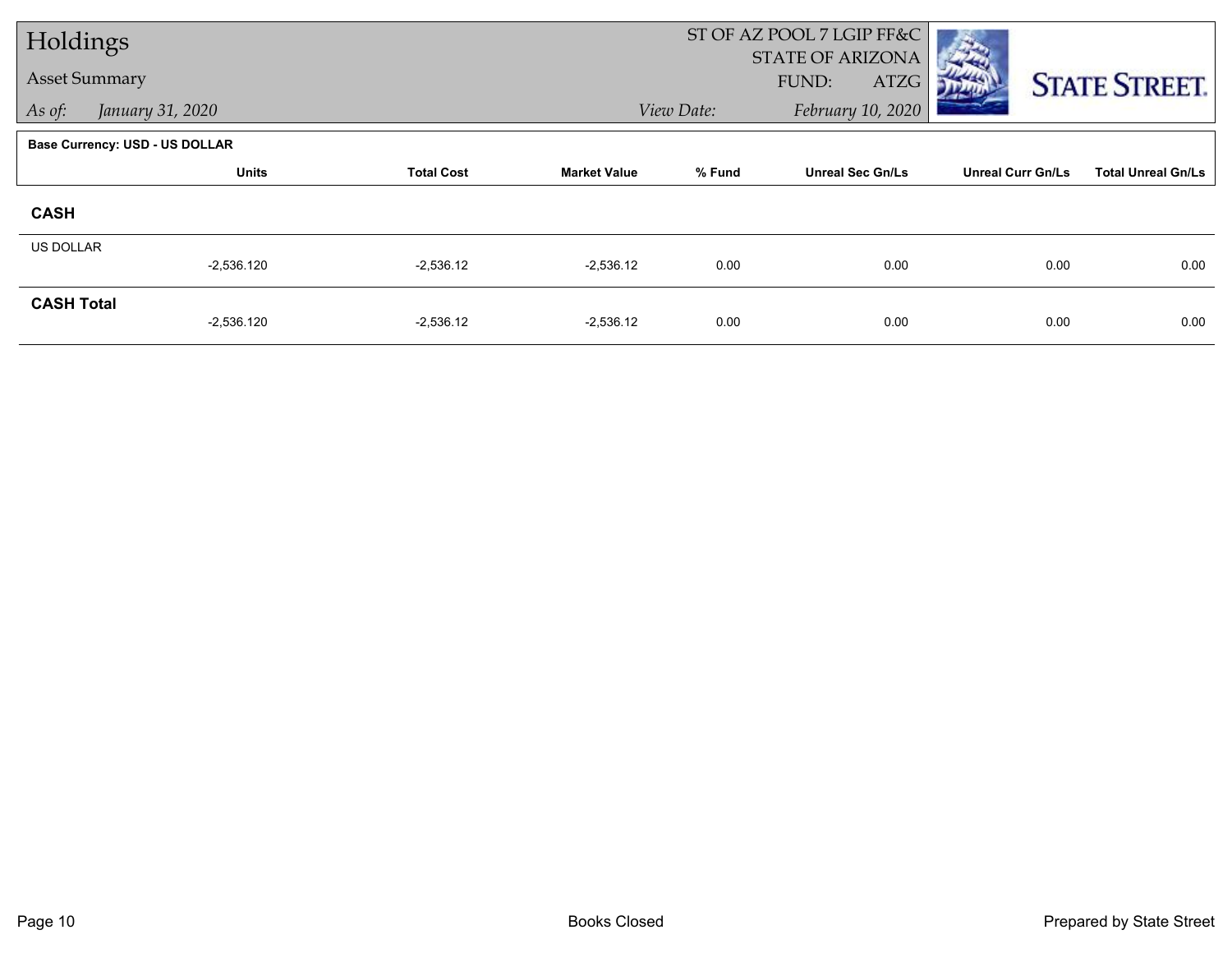# Holdings

## Asset Summary

*As of:* *January 31, 2020*

ST OF AZ POOL 7 LGIP FF&C
STATE OF ARIZONA
FUND: ATZG

*View Date:* *February 10, 2020*

STATE STREET.

**Base Currency: USD - US DOLLAR**

| | Units | Total Cost | Market Value | % Fund | Unreal Sec Gn/Ls | Unreal Curr Gn/Ls | Total Unreal Gn/Ls |
|---|---|---|---|---|---|---|---|
| **CASH** | | | | | | | |
| US DOLLAR | -2,536.120 | -2,536.12 | -2,536.12 | 0.00 | 0.00 | 0.00 | 0.00 |
| **CASH Total** | -2,536.120 | -2,536.12 | -2,536.12 | 0.00 | 0.00 | 0.00 | 0.00 |

Books Closed

Prepared by State Street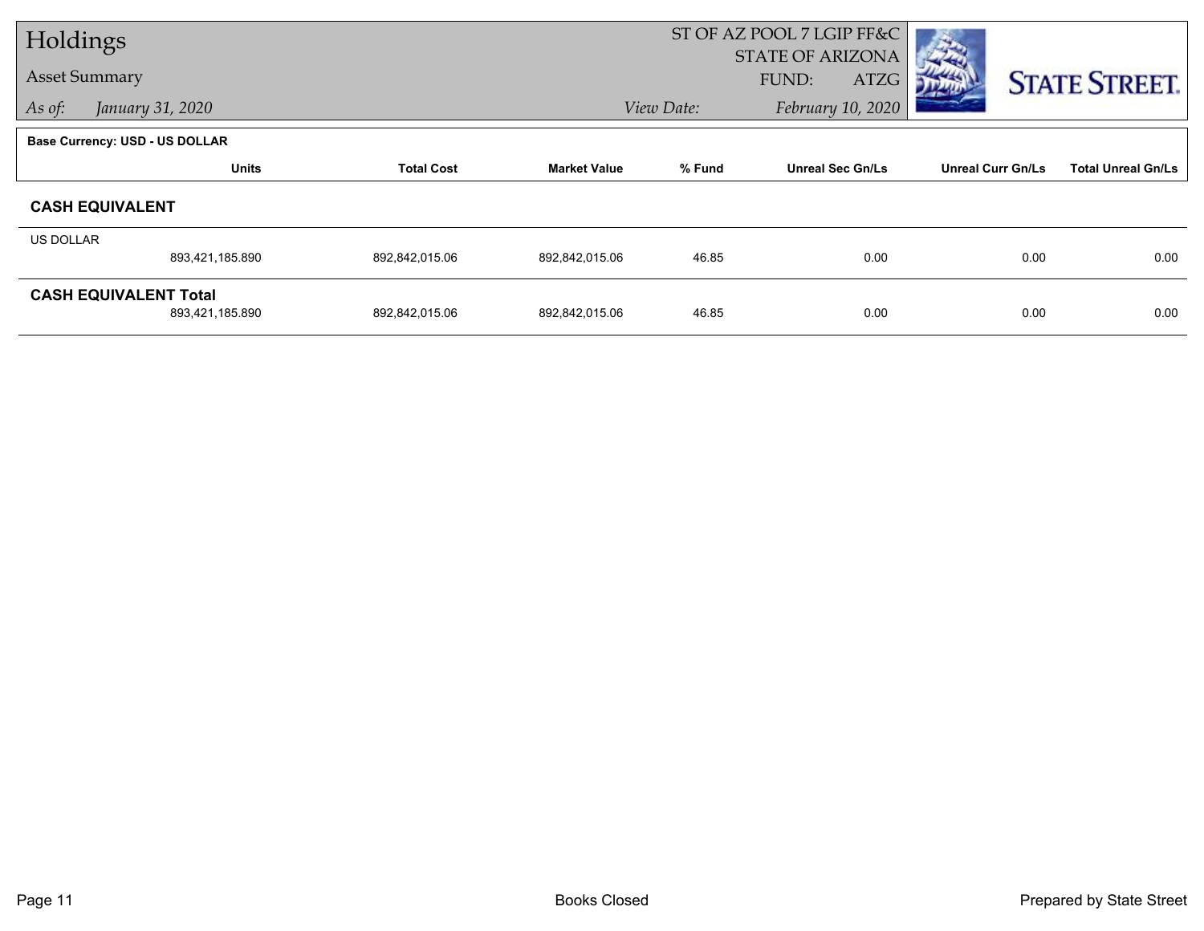# Holdings

## Asset Summary

*As of:* *January 31, 2020*

ST OF AZ POOL 7 LGIP FF&C
STATE OF ARIZONA
FUND: ATZG

*View Date:* *February 10, 2020*

STATE STREET.

**Base Currency: USD - US DOLLAR**

| | Units | Total Cost | Market Value | % Fund | Unreal Sec Gn/Ls | Unreal Curr Gn/Ls | Total Unreal Gn/Ls |
|---|---|---|---|---|---|---|---|
| **CASH EQUIVALENT** | | | | | | | |
| US DOLLAR | 893,421,185.890 | 892,842,015.06 | 892,842,015.06 | 46.85 | 0.00 | 0.00 | 0.00 |
| **CASH EQUIVALENT Total** | 893,421,185.890 | 892,842,015.06 | 892,842,015.06 | 46.85 | 0.00 | 0.00 | 0.00 |

Books Closed

Prepared by State Street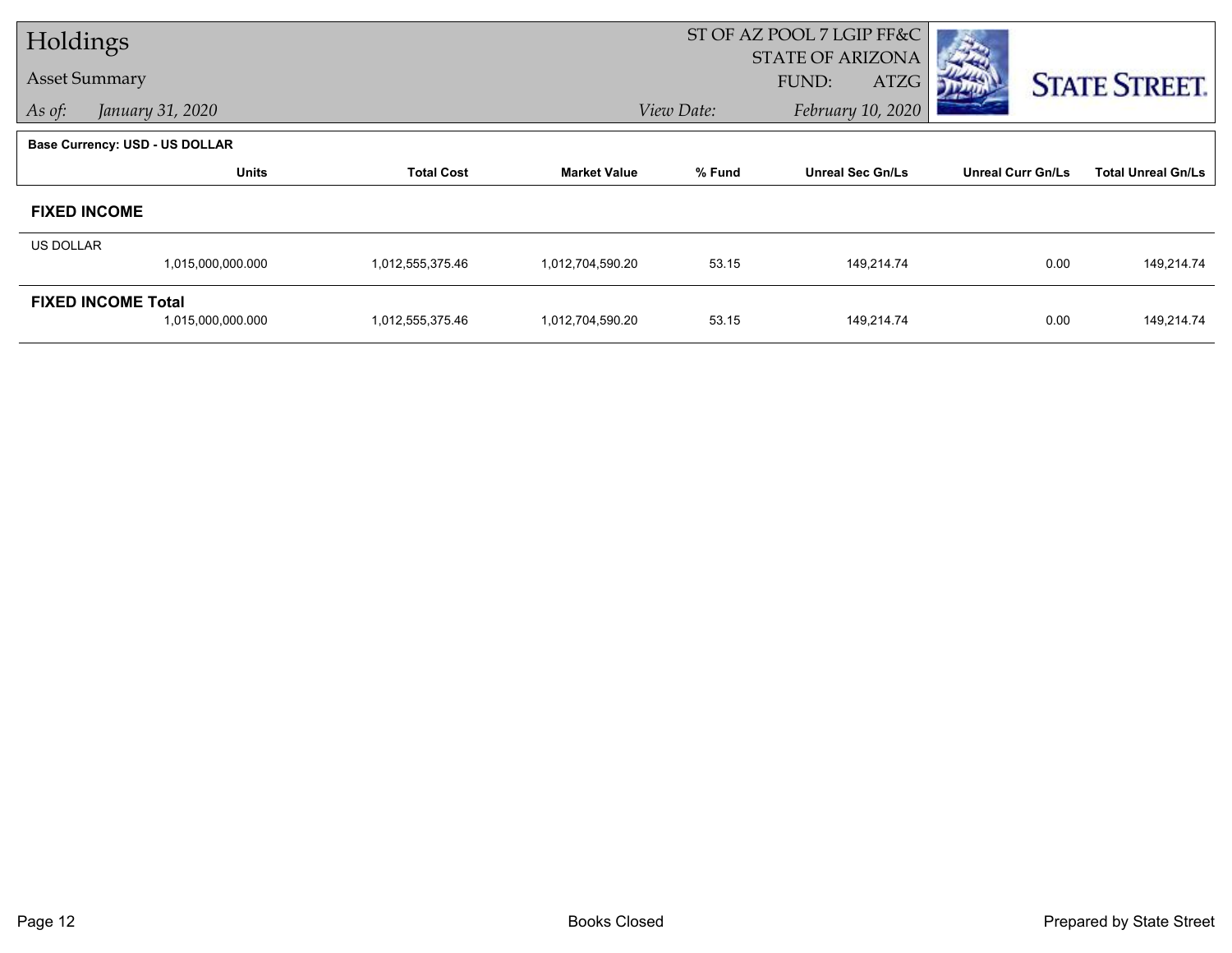# Holdings

## Asset Summary

*As of:* *January 31, 2020*

ST OF AZ POOL 7 LGIP FF&C
STATE OF ARIZONA
FUND: ATZG

*View Date:* *February 10, 2020*

**Base Currency: USD - US DOLLAR**

| | Units | Total Cost | Market Value | % Fund | Unreal Sec Gn/Ls | Unreal Curr Gn/Ls | Total Unreal Gn/Ls |
|---|---|---|---|---|---|---|---|
| **FIXED INCOME** | | | | | | | |
| US DOLLAR | 1,015,000,000.000 | 1,012,555,375.46 | 1,012,704,590.20 | 53.15 | 149,214.74 | 0.00 | 149,214.74 |
| **FIXED INCOME Total** | 1,015,000,000.000 | 1,012,555,375.46 | 1,012,704,590.20 | 53.15 | 149,214.74 | 0.00 | 149,214.74 |

Books Closed

Prepared by State Street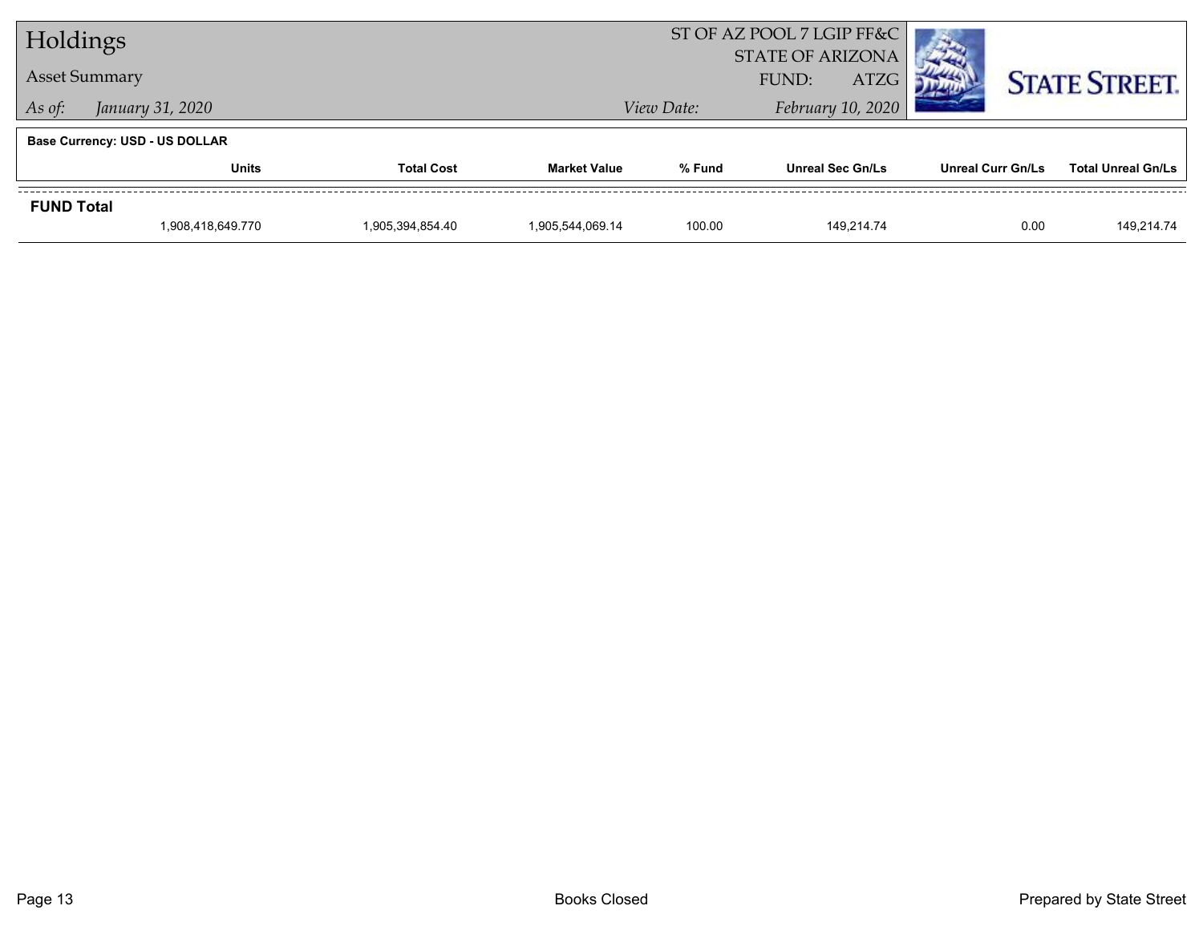# Holdings

## Asset Summary

*As of:* *January 31, 2020*

ST OF AZ POOL 7 LGIP FF&C
STATE OF ARIZONA
FUND: ATZG

*View Date:* *February 10, 2020*

**Base Currency: USD - US DOLLAR**

| | Units | Total Cost | Market Value | % Fund | Unreal Sec Gn/Ls | Unreal Curr Gn/Ls | Total Unreal Gn/Ls |
|---|---|---|---|---|---|---|---|
| **FUND Total** | | | | | | | |
| | 1,908,418,649.770 | 1,905,394,854.40 | 1,905,544,069.14 | 100.00 | 149,214.74 | 0.00 | 149,214.74 |

Books Closed

Prepared by State Street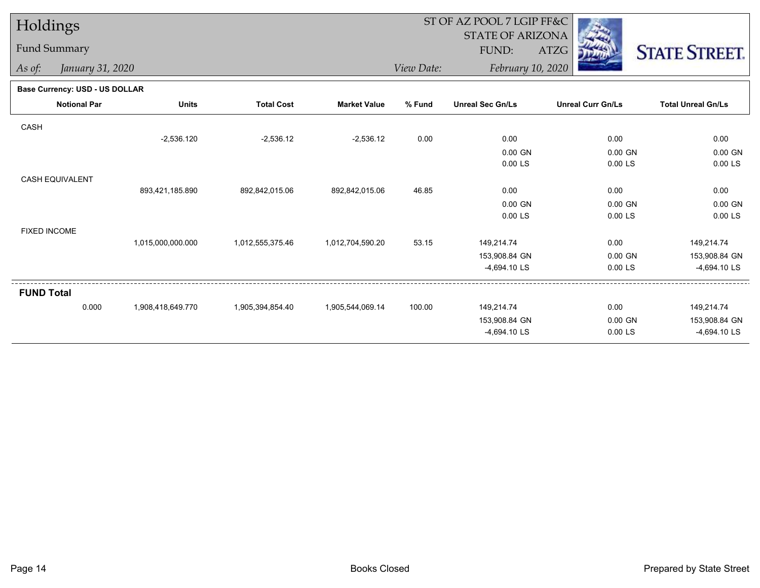# Holdings

Fund Summary

*As of:* *January 31, 2020*

ST OF AZ POOL 7 LGIP FF&C
STATE OF ARIZONA
FUND: ATZG

*View Date:* *February 10, 2020*

STATE STREET.

**Base Currency: USD - US DOLLAR**

| Notional Par | Units | Total Cost | Market Value | % Fund | Unreal Sec Gn/Ls | Unreal Curr Gn/Ls | Total Unreal Gn/Ls |
|---|---|---|---|---|---|---|---|
| CASH | | | | | | | |
| | -2,536.120 | -2,536.12 | -2,536.12 | 0.00 | 0.00 | 0.00 | 0.00 |
| | | | | | 0.00 GN | 0.00 GN | 0.00 GN |
| | | | | | 0.00 LS | 0.00 LS | 0.00 LS |
| CASH EQUIVALENT | | | | | | | |
| | 893,421,185.890 | 892,842,015.06 | 892,842,015.06 | 46.85 | 0.00 | 0.00 | 0.00 |
| | | | | | 0.00 GN | 0.00 GN | 0.00 GN |
| | | | | | 0.00 LS | 0.00 LS | 0.00 LS |
| FIXED INCOME | | | | | | | |
| | 1,015,000,000.000 | 1,012,555,375.46 | 1,012,704,590.20 | 53.15 | 149,214.74 | 0.00 | 149,214.74 |
| | | | | | 153,908.84 GN | 0.00 GN | 153,908.84 GN |
| | | | | | -4,694.10 LS | 0.00 LS | -4,694.10 LS |
| **FUND Total** | | | | | | | |
| 0.000 | 1,908,418,649.770 | 1,905,394,854.40 | 1,905,544,069.14 | 100.00 | 149,214.74 | 0.00 | 149,214.74 |
| | | | | | 153,908.84 GN | 0.00 GN | 153,908.84 GN |
| | | | | | -4,694.10 LS | 0.00 LS | -4,694.10 LS |

Books Closed

Prepared by State Street